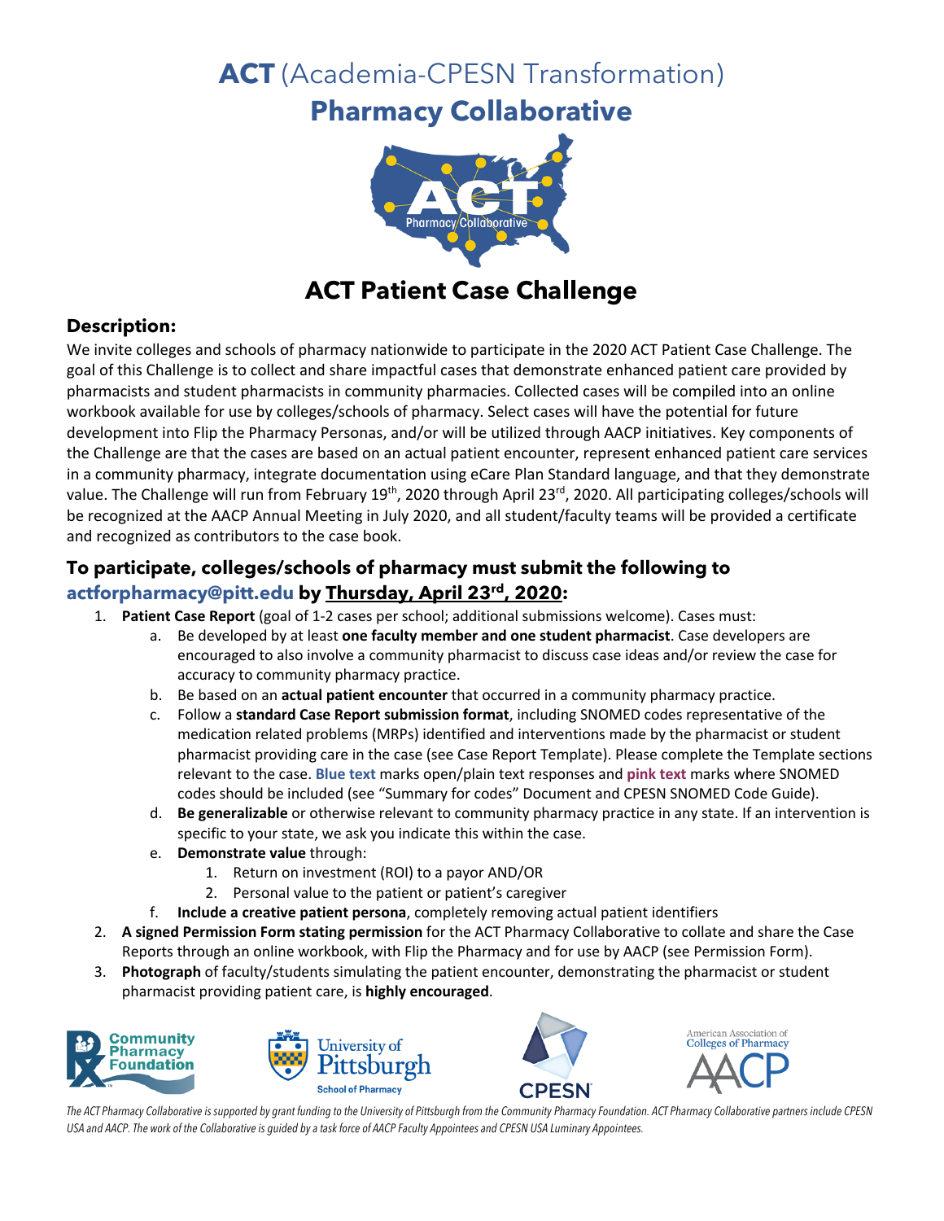# ACT (Academia-CPESN Transformation)
# Pharmacy Collaborative

## ACT Patient Case Challenge

### Description:

We invite colleges and schools of pharmacy nationwide to participate in the 2020 ACT Patient Case Challenge. The goal of this Challenge is to collect and share impactful cases that demonstrate enhanced patient care provided by pharmacists and student pharmacists in community pharmacies. Collected cases will be compiled into an online workbook available for use by colleges/schools of pharmacy. Select cases will have the potential for future development into Flip the Pharmacy Personas, and/or will be utilized through AACP initiatives. Key components of the Challenge are that the cases are based on an actual patient encounter, represent enhanced patient care services in a community pharmacy, integrate documentation using eCare Plan Standard language, and that they demonstrate value. The Challenge will run from February 19th, 2020 through April 23rd, 2020. All participating colleges/schools will be recognized at the AACP Annual Meeting in July 2020, and all student/faculty teams will be provided a certificate and recognized as contributors to the case book.

### To participate, colleges/schools of pharmacy must submit the following to actforpharmacy@pitt.edu by Thursday, April 23rd, 2020:

1. **Patient Case Report** (goal of 1-2 cases per school; additional submissions welcome). Cases must:
   a. Be developed by at least **one faculty member and one student pharmacist**. Case developers are encouraged to also involve a community pharmacist to discuss case ideas and/or review the case for accuracy to community pharmacy practice.
   b. Be based on an **actual patient encounter** that occurred in a community pharmacy practice.
   c. Follow a **standard Case Report submission format**, including SNOMED codes representative of the medication related problems (MRPs) identified and interventions made by the pharmacist or student pharmacist providing care in the case (see Case Report Template). Please complete the Template sections relevant to the case. **Blue text** marks open/plain text responses and **pink text** marks where SNOMED codes should be included (see "Summary for codes" Document and CPESN SNOMED Code Guide).
   d. **Be generalizable** or otherwise relevant to community pharmacy practice in any state. If an intervention is specific to your state, we ask you indicate this within the case.
   e. **Demonstrate value** through:
      1. Return on investment (ROI) to a payor AND/OR
      2. Personal value to the patient or patient's caregiver
   f. **Include a creative patient persona**, completely removing actual patient identifiers
2. **A signed Permission Form stating permission** for the ACT Pharmacy Collaborative to collate and share the Case Reports through an online workbook, with Flip the Pharmacy and for use by AACP (see Permission Form).
3. **Photograph** of faculty/students simulating the patient encounter, demonstrating the pharmacist or student pharmacist providing patient care, is **highly encouraged**.

*The ACT Pharmacy Collaborative is supported by grant funding to the University of Pittsburgh from the Community Pharmacy Foundation. ACT Pharmacy Collaborative partners include CPESN USA and AACP. The work of the Collaborative is guided by a task force of AACP Faculty Appointees and CPESN USA Luminary Appointees.*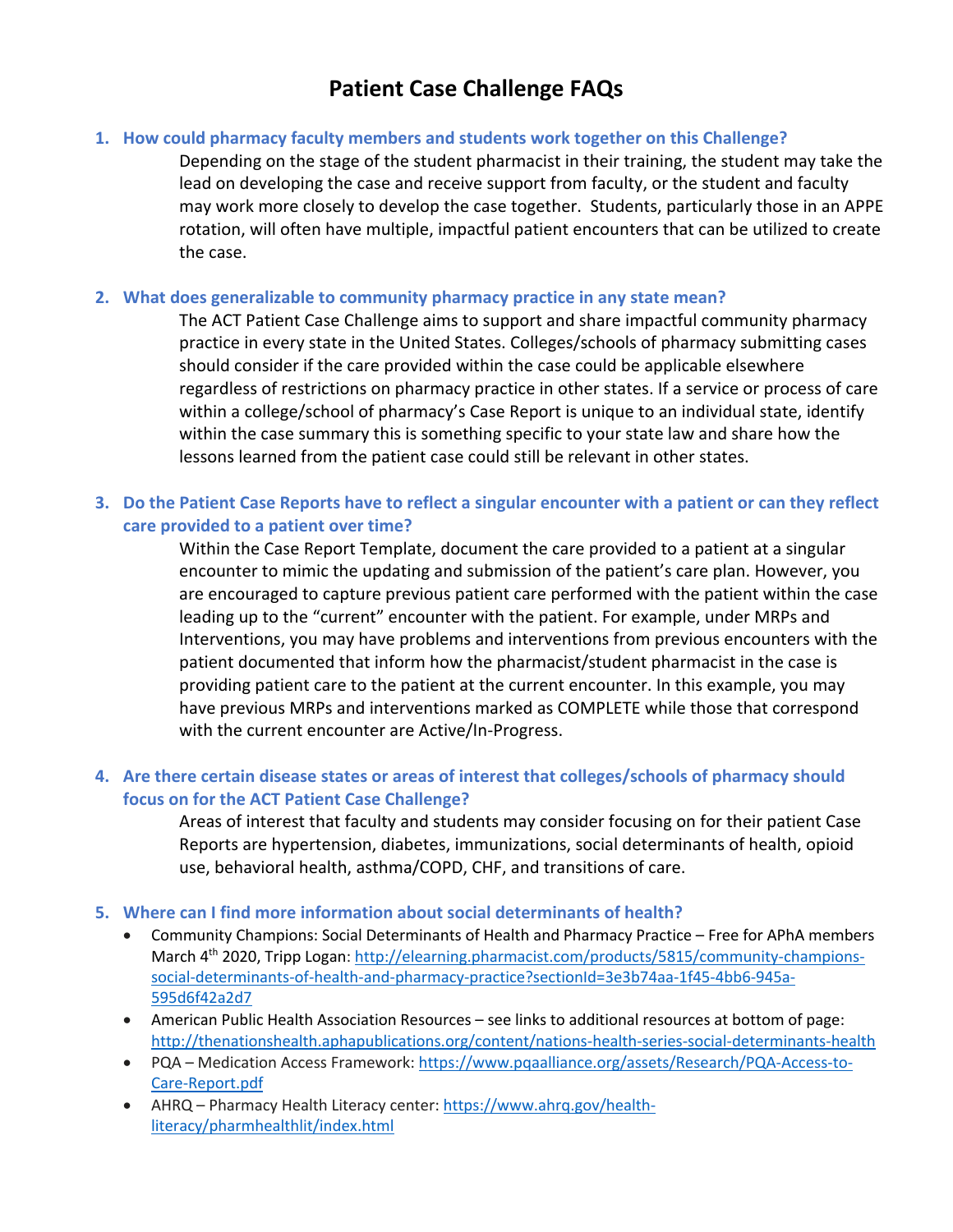# Patient Case Challenge FAQs

1. **How could pharmacy faculty members and students work together on this Challenge?**

   Depending on the stage of the student pharmacist in their training, the student may take the lead on developing the case and receive support from faculty, or the student and faculty may work more closely to develop the case together. Students, particularly those in an APPE rotation, will often have multiple, impactful patient encounters that can be utilized to create the case.

2. **What does generalizable to community pharmacy practice in any state mean?**

   The ACT Patient Case Challenge aims to support and share impactful community pharmacy practice in every state in the United States. Colleges/schools of pharmacy submitting cases should consider if the care provided within the case could be applicable elsewhere regardless of restrictions on pharmacy practice in other states. If a service or process of care within a college/school of pharmacy's Case Report is unique to an individual state, identify within the case summary this is something specific to your state law and share how the lessons learned from the patient case could still be relevant in other states.

3. **Do the Patient Case Reports have to reflect a singular encounter with a patient or can they reflect care provided to a patient over time?**

   Within the Case Report Template, document the care provided to a patient at a singular encounter to mimic the updating and submission of the patient's care plan. However, you are encouraged to capture previous patient care performed with the patient within the case leading up to the "current" encounter with the patient. For example, under MRPs and Interventions, you may have problems and interventions from previous encounters with the patient documented that inform how the pharmacist/student pharmacist in the case is providing patient care to the patient at the current encounter. In this example, you may have previous MRPs and interventions marked as COMPLETE while those that correspond with the current encounter are Active/In-Progress.

4. **Are there certain disease states or areas of interest that colleges/schools of pharmacy should focus on for the ACT Patient Case Challenge?**

   Areas of interest that faculty and students may consider focusing on for their patient Case Reports are hypertension, diabetes, immunizations, social determinants of health, opioid use, behavioral health, asthma/COPD, CHF, and transitions of care.

5. **Where can I find more information about social determinants of health?**

   - Community Champions: Social Determinants of Health and Pharmacy Practice – Free for APhA members March 4th 2020, Tripp Logan: http://elearning.pharmacist.com/products/5815/community-champions-social-determinants-of-health-and-pharmacy-practice?sectionId=3e3b74aa-1f45-4bb6-945a-595d6f42a2d7
   - American Public Health Association Resources – see links to additional resources at bottom of page: http://thenationshealth.aphapublications.org/content/nations-health-series-social-determinants-health
   - PQA – Medication Access Framework: https://www.pqaalliance.org/assets/Research/PQA-Access-to-Care-Report.pdf
   - AHRQ – Pharmacy Health Literacy center: https://www.ahrq.gov/health-literacy/pharmhealthlit/index.html